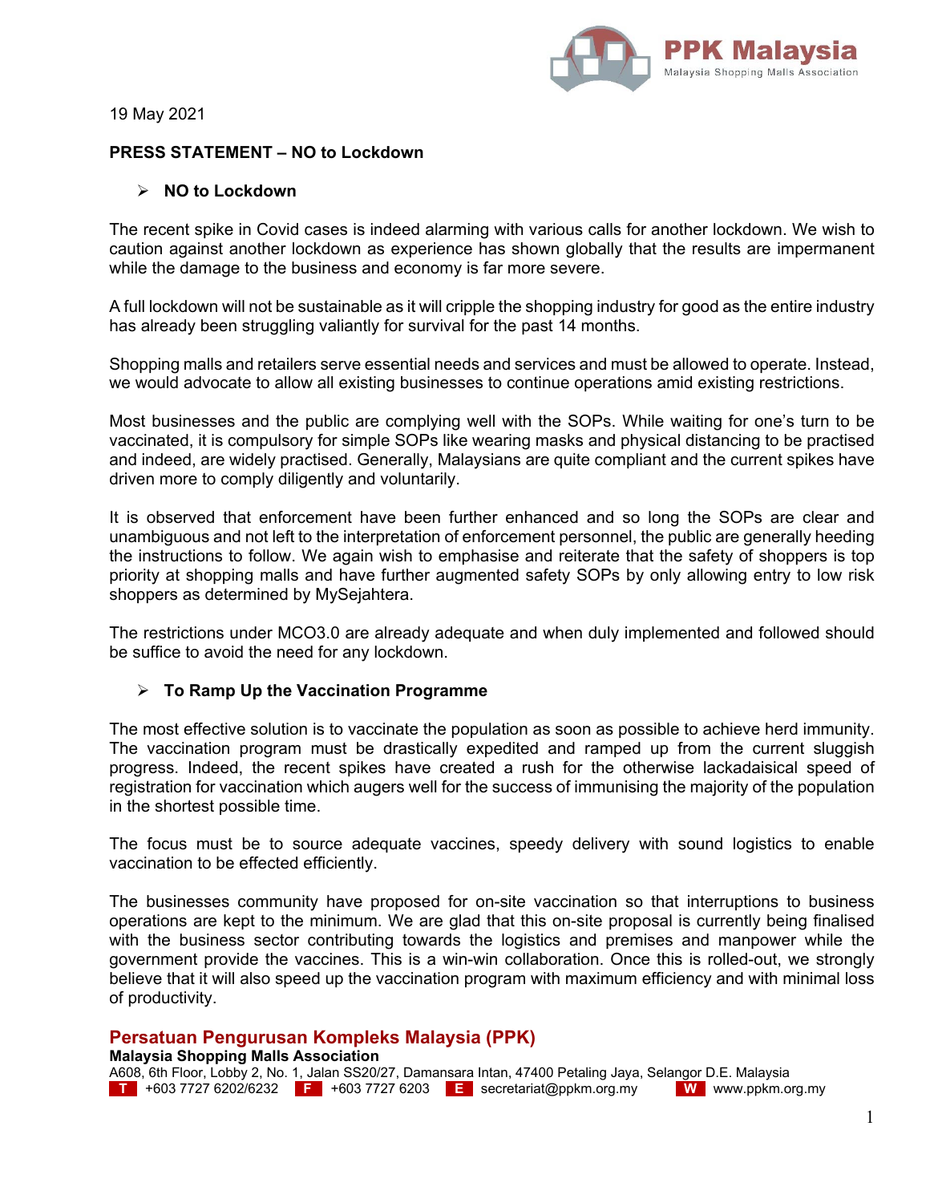PPK Malaysia
Malaysia Shopping Malls Association

19 May 2021

**PRESS STATEMENT – NO to Lockdown**

- **NO to Lockdown**

The recent spike in Covid cases is indeed alarming with various calls for another lockdown. We wish to caution against another lockdown as experience has shown globally that the results are impermanent while the damage to the business and economy is far more severe.

A full lockdown will not be sustainable as it will cripple the shopping industry for good as the entire industry has already been struggling valiantly for survival for the past 14 months.

Shopping malls and retailers serve essential needs and services and must be allowed to operate. Instead, we would advocate to allow all existing businesses to continue operations amid existing restrictions.

Most businesses and the public are complying well with the SOPs. While waiting for one's turn to be vaccinated, it is compulsory for simple SOPs like wearing masks and physical distancing to be practised and indeed, are widely practised. Generally, Malaysians are quite compliant and the current spikes have driven more to comply diligently and voluntarily.

It is observed that enforcement have been further enhanced and so long the SOPs are clear and unambiguous and not left to the interpretation of enforcement personnel, the public are generally heeding the instructions to follow. We again wish to emphasise and reiterate that the safety of shoppers is top priority at shopping malls and have further augmented safety SOPs by only allowing entry to low risk shoppers as determined by MySejahtera.

The restrictions under MCO3.0 are already adequate and when duly implemented and followed should be suffice to avoid the need for any lockdown.

- **To Ramp Up the Vaccination Programme**

The most effective solution is to vaccinate the population as soon as possible to achieve herd immunity. The vaccination program must be drastically expedited and ramped up from the current sluggish progress. Indeed, the recent spikes have created a rush for the otherwise lackadaisical speed of registration for vaccination which augers well for the success of immunising the majority of the population in the shortest possible time.

The focus must be to source adequate vaccines, speedy delivery with sound logistics to enable vaccination to be effected efficiently.

The businesses community have proposed for on-site vaccination so that interruptions to business operations are kept to the minimum. We are glad that this on-site proposal is currently being finalised with the business sector contributing towards the logistics and premises and manpower while the government provide the vaccines. This is a win-win collaboration. Once this is rolled-out, we strongly believe that it will also speed up the vaccination program with maximum efficiency and with minimal loss of productivity.

**Persatuan Pengurusan Kompleks Malaysia (PPK)**
**Malaysia Shopping Malls Association**
A608, 6th Floor, Lobby 2, No. 1, Jalan SS20/27, Damansara Intan, 47400 Petaling Jaya, Selangor D.E. Malaysia
T +603 7727 6202/6232 F +603 7727 6203 E secretariat@ppkm.org.my W www.ppkm.org.my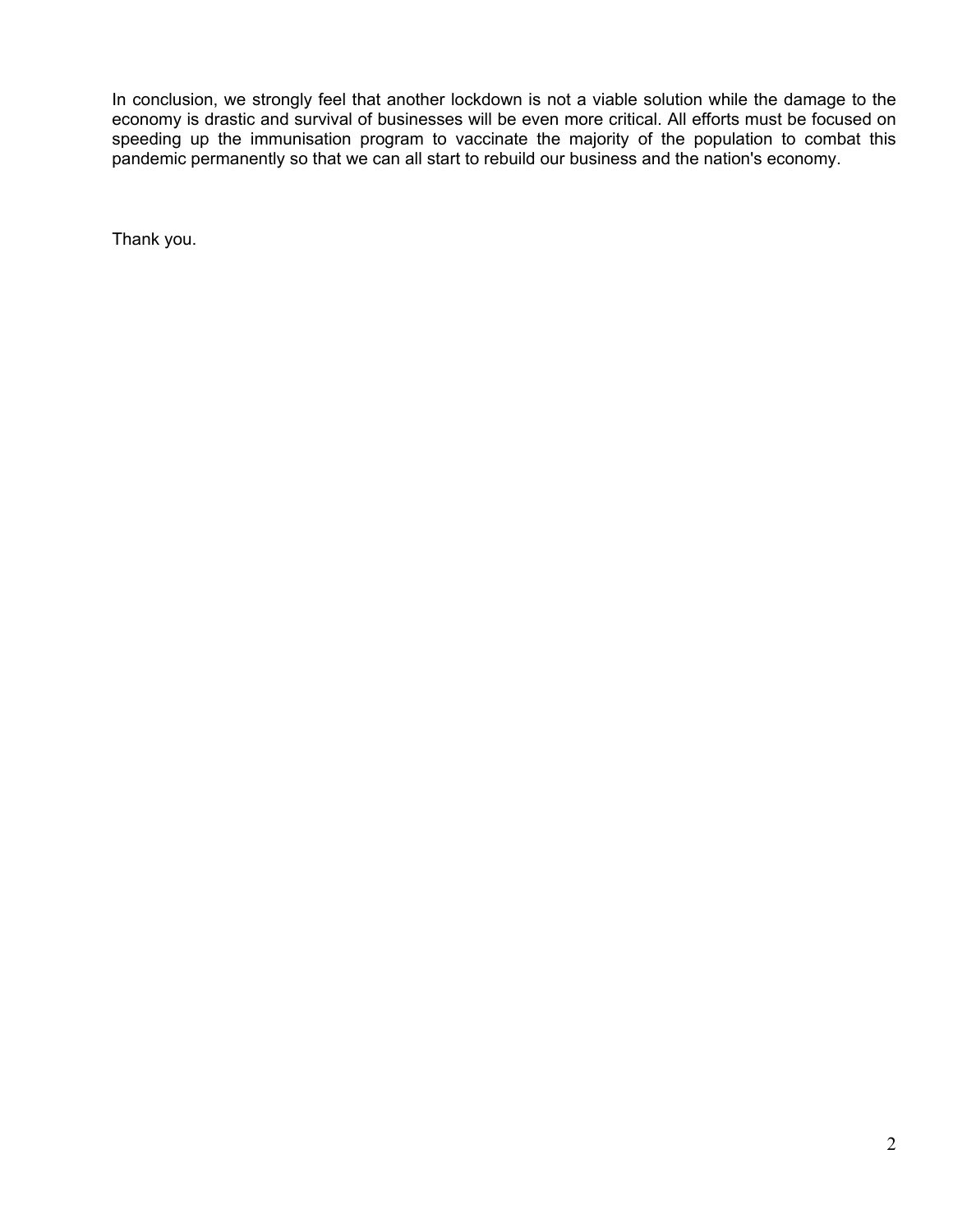In conclusion, we strongly feel that another lockdown is not a viable solution while the damage to the economy is drastic and survival of businesses will be even more critical. All efforts must be focused on speeding up the immunisation program to vaccinate the majority of the population to combat this pandemic permanently so that we can all start to rebuild our business and the nation's economy.

Thank you.